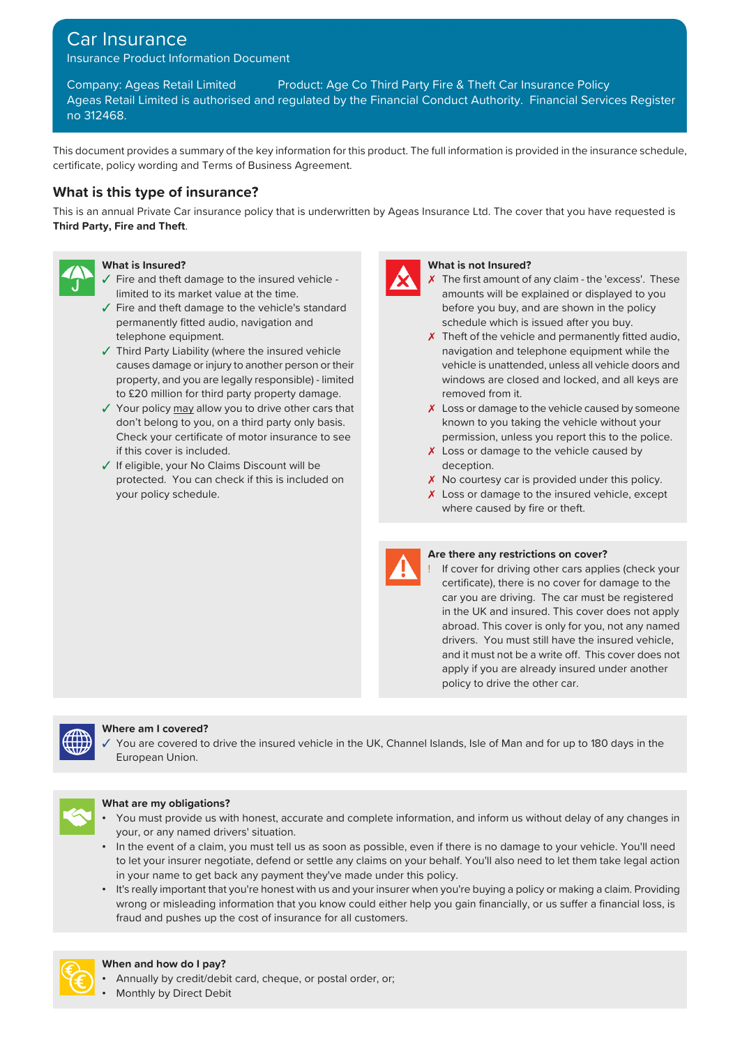# Car Insurance

Insurance Product Information Document

Company: Ageas Retail Limited  Product: Age Co Third Party Fire & Theft Car Insurance Policy

Ageas Retail Limited is authorised and regulated by the Financial Conduct Authority. Financial Services Register no 312468.

This document provides a summary of the key information for this product. The full information is provided in the insurance schedule, certificate, policy wording and Terms of Business Agreement.

## What is this type of insurance?

This is an annual Private Car insurance policy that is underwritten by Ageas Insurance Ltd. The cover that you have requested is **Third Party, Fire and Theft**.

### What is Insured?

- ✓ Fire and theft damage to the insured vehicle - limited to its market value at the time.
- ✓ Fire and theft damage to the vehicle's standard permanently fitted audio, navigation and telephone equipment.
- ✓ Third Party Liability (where the insured vehicle causes damage or injury to another person or their property, and you are legally responsible) - limited to £20 million for third party property damage.
- ✓ Your policy may allow you to drive other cars that don't belong to you, on a third party only basis. Check your certificate of motor insurance to see if this cover is included.
- ✓ If eligible, your No Claims Discount will be protected. You can check if this is included on your policy schedule.

### What is not Insured?

- ✗ The first amount of any claim - the 'excess'. These amounts will be explained or displayed to you before you buy, and are shown in the policy schedule which is issued after you buy.
- ✗ Theft of the vehicle and permanently fitted audio, navigation and telephone equipment while the vehicle is unattended, unless all vehicle doors and windows are closed and locked, and all keys are removed from it.
- ✗ Loss or damage to the vehicle caused by someone known to you taking the vehicle without your permission, unless you report this to the police.
- ✗ Loss or damage to the vehicle caused by deception.
- ✗ No courtesy car is provided under this policy.
- ✗ Loss or damage to the insured vehicle, except where caused by fire or theft.

### Are there any restrictions on cover?

- ! If cover for driving other cars applies (check your certificate), there is no cover for damage to the car you are driving. The car must be registered in the UK and insured. This cover does not apply abroad. This cover is only for you, not any named drivers. You must still have the insured vehicle, and it must not be a write off. This cover does not apply if you are already insured under another policy to drive the other car.

### Where am I covered?

- ✓ You are covered to drive the insured vehicle in the UK, Channel Islands, Isle of Man and for up to 180 days in the European Union.

### What are my obligations?

- You must provide us with honest, accurate and complete information, and inform us without delay of any changes in your, or any named drivers' situation.
- In the event of a claim, you must tell us as soon as possible, even if there is no damage to your vehicle. You'll need to let your insurer negotiate, defend or settle any claims on your behalf. You'll also need to let them take legal action in your name to get back any payment they've made under this policy.
- It's really important that you're honest with us and your insurer when you're buying a policy or making a claim. Providing wrong or misleading information that you know could either help you gain financially, or us suffer a financial loss, is fraud and pushes up the cost of insurance for all customers.

### When and how do I pay?

- Annually by credit/debit card, cheque, or postal order, or;
- Monthly by Direct Debit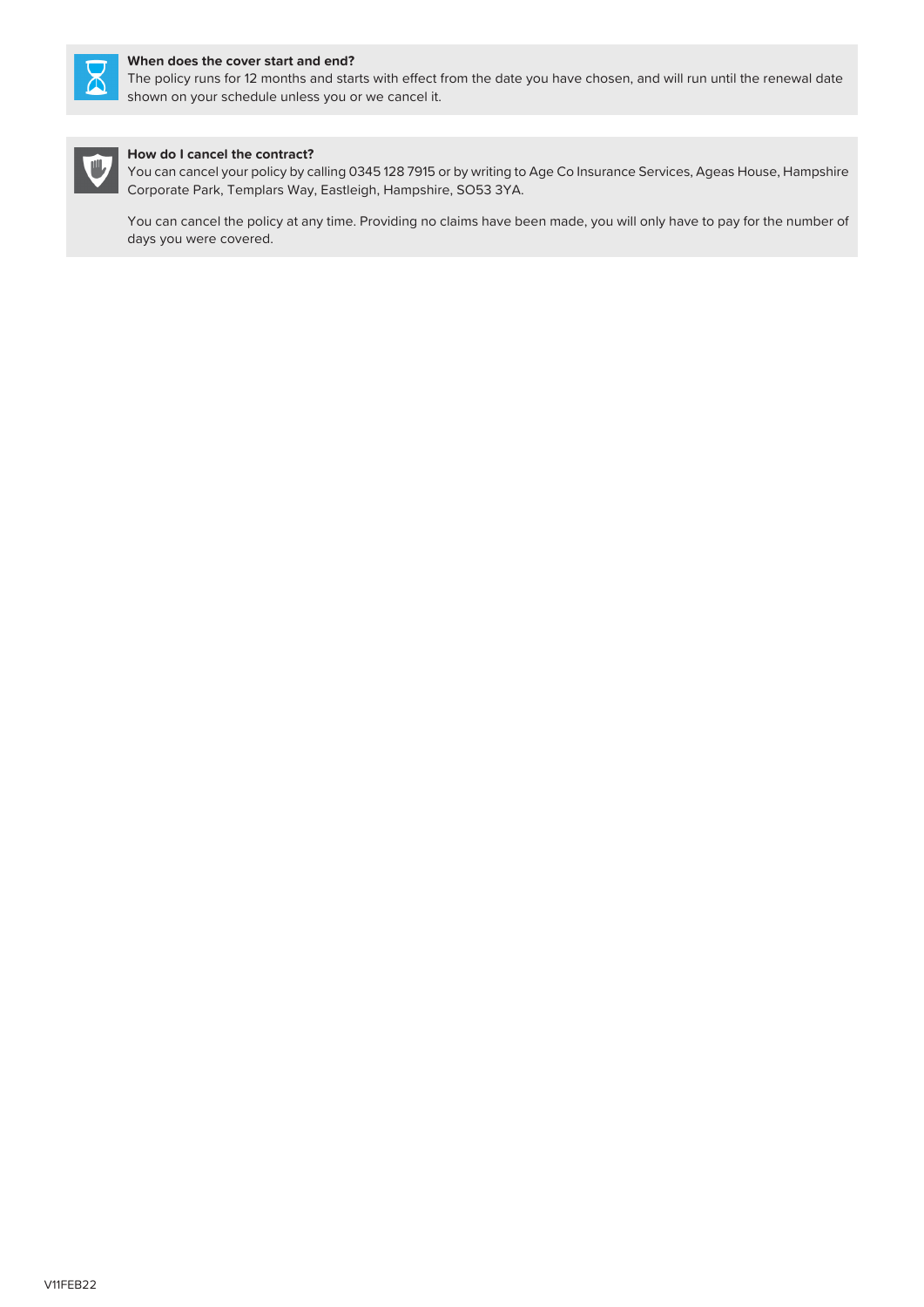**When does the cover start and end?**

The policy runs for 12 months and starts with effect from the date you have chosen, and will run until the renewal date shown on your schedule unless you or we cancel it.

**How do I cancel the contract?**

You can cancel your policy by calling 0345 128 7915 or by writing to Age Co Insurance Services, Ageas House, Hampshire Corporate Park, Templars Way, Eastleigh, Hampshire, SO53 3YA.

You can cancel the policy at any time. Providing no claims have been made, you will only have to pay for the number of days you were covered.

V11FEB22